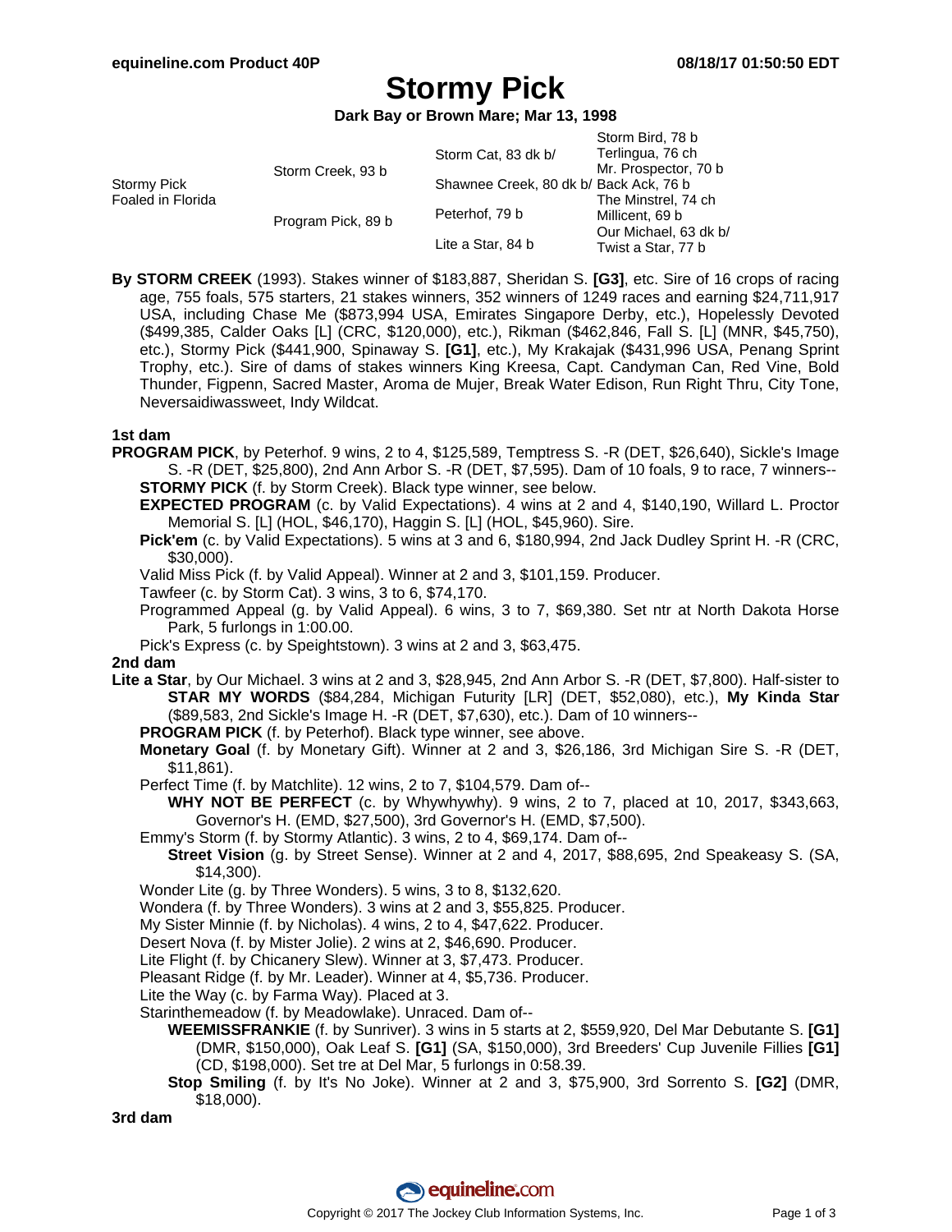equineline.com Product 40P — 08/18/17 01:50:50 EDT

# Stormy Pick

**Dark Bay or Brown Mare; Mar 13, 1998**

| | | | |
|---|---|---|---|
| Stormy Pick Foaled in Florida | Storm Creek, 93 b | Storm Cat, 83 dk b/ | Storm Bird, 78 b |
| | | | Terlingua, 76 ch |
| | | Shawnee Creek, 80 dk b/ | Mr. Prospector, 70 b |
| | | | Back Ack, 76 b |
| | Program Pick, 89 b | Peterhof, 79 b | The Minstrel, 74 ch |
| | | | Millicent, 69 b |
| | | Lite a Star, 84 b | Our Michael, 63 dk b/ |
| | | | Twist a Star, 77 b |

**By STORM CREEK** (1993). Stakes winner of $183,887, Sheridan S. **[G3]**, etc. Sire of 16 crops of racing age, 755 foals, 575 starters, 21 stakes winners, 352 winners of 1249 races and earning $24,711,917 USA, including Chase Me ($873,994 USA, Emirates Singapore Derby, etc.), Hopelessly Devoted ($499,385, Calder Oaks [L] (CRC, $120,000), etc.), Rikman ($462,846, Fall S. [L] (MNR, $45,750), etc.), Stormy Pick ($441,900, Spinaway S. **[G1]**, etc.), My Krakajak ($431,996 USA, Penang Sprint Trophy, etc.). Sire of dams of stakes winners King Kreesa, Capt. Candyman Can, Red Vine, Bold Thunder, Figpenn, Sacred Master, Aroma de Mujer, Break Water Edison, Run Right Thru, City Tone, Neversaidiwassweet, Indy Wildcat.

## 1st dam

**PROGRAM PICK**, by Peterhof. 9 wins, 2 to 4, $125,589, Temptress S. -R (DET, $26,640), Sickle's Image S. -R (DET, $25,800), 2nd Ann Arbor S. -R (DET, $7,595). Dam of 10 foals, 9 to race, 7 winners--

- **STORMY PICK** (f. by Storm Creek). Black type winner, see below.
- **EXPECTED PROGRAM** (c. by Valid Expectations). 4 wins at 2 and 4, $140,190, Willard L. Proctor Memorial S. [L] (HOL, $46,170), Haggin S. [L] (HOL, $45,960). Sire.
- **Pick'em** (c. by Valid Expectations). 5 wins at 3 and 6, $180,994, 2nd Jack Dudley Sprint H. -R (CRC, $30,000).
- Valid Miss Pick (f. by Valid Appeal). Winner at 2 and 3, $101,159. Producer.
- Tawfeer (c. by Storm Cat). 3 wins, 3 to 6, $74,170.
- Programmed Appeal (g. by Valid Appeal). 6 wins, 3 to 7, $69,380. Set ntr at North Dakota Horse Park, 5 furlongs in 1:00.00.
- Pick's Express (c. by Speightstown). 3 wins at 2 and 3, $63,475.

## 2nd dam

**Lite a Star**, by Our Michael. 3 wins at 2 and 3, $28,945, 2nd Ann Arbor S. -R (DET, $7,800). Half-sister to **STAR MY WORDS** ($84,284, Michigan Futurity [LR] (DET, $52,080), etc.), **My Kinda Star** ($89,583, 2nd Sickle's Image H. -R (DET, $7,630), etc.). Dam of 10 winners--

- **PROGRAM PICK** (f. by Peterhof). Black type winner, see above.
- **Monetary Goal** (f. by Monetary Gift). Winner at 2 and 3, $26,186, 3rd Michigan Sire S. -R (DET, $11,861).
- Perfect Time (f. by Matchlite). 12 wins, 2 to 7, $104,579. Dam of--
  - **WHY NOT BE PERFECT** (c. by Whywhywhy). 9 wins, 2 to 7, placed at 10, 2017, $343,663, Governor's H. (EMD, $27,500), 3rd Governor's H. (EMD, $7,500).
- Emmy's Storm (f. by Stormy Atlantic). 3 wins, 2 to 4, $69,174. Dam of--
  - **Street Vision** (g. by Street Sense). Winner at 2 and 4, 2017, $88,695, 2nd Speakeasy S. (SA, $14,300).
- Wonder Lite (g. by Three Wonders). 5 wins, 3 to 8, $132,620.
- Wondera (f. by Three Wonders). 3 wins at 2 and 3, $55,825. Producer.
- My Sister Minnie (f. by Nicholas). 4 wins, 2 to 4, $47,622. Producer.
- Desert Nova (f. by Mister Jolie). 2 wins at 2, $46,690. Producer.
- Lite Flight (f. by Chicanery Slew). Winner at 3, $7,473. Producer.
- Pleasant Ridge (f. by Mr. Leader). Winner at 4, $5,736. Producer.
- Lite the Way (c. by Farma Way). Placed at 3.
- Starinthemeadow (f. by Meadowlake). Unraced. Dam of--
  - **WEEMISSFRANKIE** (f. by Sunriver). 3 wins in 5 starts at 2, $559,920, Del Mar Debutante S. **[G1]** (DMR, $150,000), Oak Leaf S. **[G1]** (SA, $150,000), 3rd Breeders' Cup Juvenile Fillies **[G1]** (CD, $198,000). Set tre at Del Mar, 5 furlongs in 0:58.39.
  - **Stop Smiling** (f. by It's No Joke). Winner at 2 and 3, $75,900, 3rd Sorrento S. **[G2]** (DMR, $18,000).

## 3rd dam

Copyright © 2017 The Jockey Club Information Systems, Inc.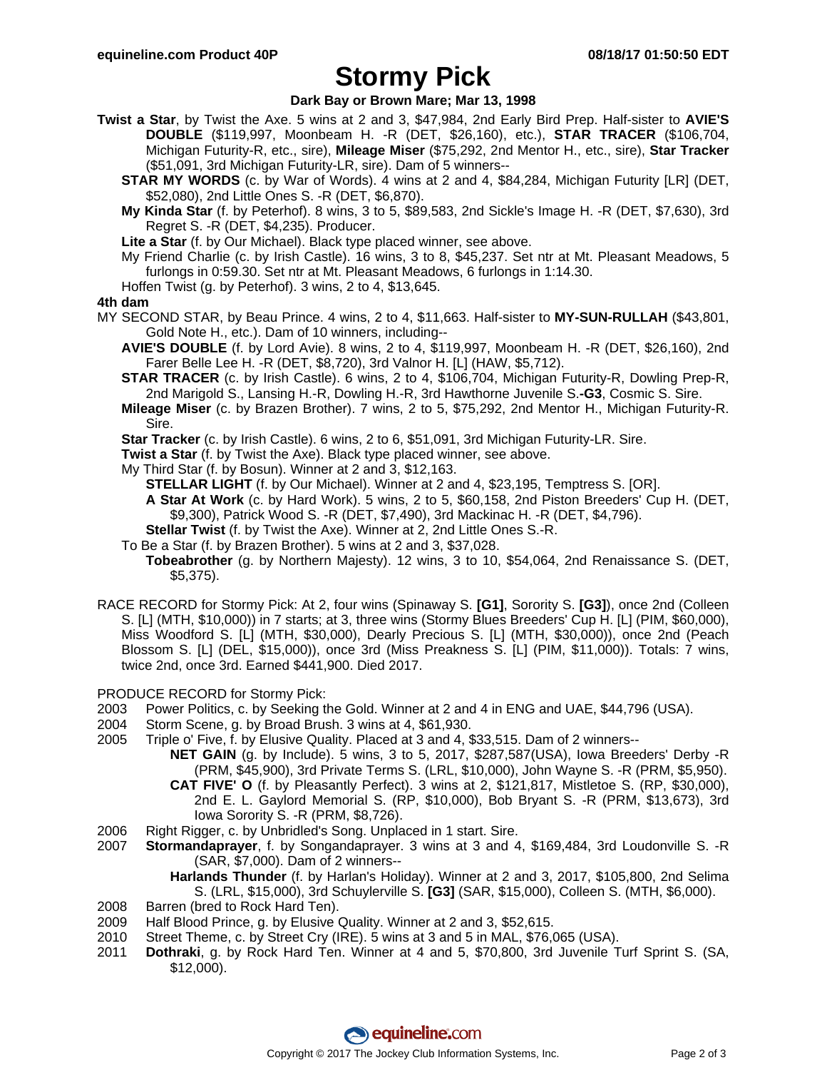# Stormy Pick

**Dark Bay or Brown Mare; Mar 13, 1998**

**Twist a Star**, by Twist the Axe. 5 wins at 2 and 3, $47,984, 2nd Early Bird Prep. Half-sister to **AVIE'S DOUBLE** ($119,997, Moonbeam H. -R (DET, $26,160), etc.), **STAR TRACER** ($106,704, Michigan Futurity-R, etc., sire), **Mileage Miser** ($75,292, 2nd Mentor H., etc., sire), **Star Tracker** ($51,091, 3rd Michigan Futurity-LR, sire). Dam of 5 winners--

- **STAR MY WORDS** (c. by War of Words). 4 wins at 2 and 4, $84,284, Michigan Futurity [LR] (DET, $52,080), 2nd Little Ones S. -R (DET, $6,870).
- **My Kinda Star** (f. by Peterhof). 8 wins, 3 to 5, $89,583, 2nd Sickle's Image H. -R (DET, $7,630), 3rd Regret S. -R (DET, $4,235). Producer.
- **Lite a Star** (f. by Our Michael). Black type placed winner, see above.
- My Friend Charlie (c. by Irish Castle). 16 wins, 3 to 8, $45,237. Set ntr at Mt. Pleasant Meadows, 5 furlongs in 0:59.30. Set ntr at Mt. Pleasant Meadows, 6 furlongs in 1:14.30.
- Hoffen Twist (g. by Peterhof). 3 wins, 2 to 4, $13,645.

**4th dam**

MY SECOND STAR, by Beau Prince. 4 wins, 2 to 4, $11,663. Half-sister to **MY-SUN-RULLAH** ($43,801, Gold Note H., etc.). Dam of 10 winners, including--

- **AVIE'S DOUBLE** (f. by Lord Avie). 8 wins, 2 to 4, $119,997, Moonbeam H. -R (DET, $26,160), 2nd Farer Belle Lee H. -R (DET, $8,720), 3rd Valnor H. [L] (HAW, $5,712).
- **STAR TRACER** (c. by Irish Castle). 6 wins, 2 to 4, $106,704, Michigan Futurity-R, Dowling Prep-R, 2nd Marigold S., Lansing H.-R, Dowling H.-R, 3rd Hawthorne Juvenile S.**-G3**, Cosmic S. Sire.
- **Mileage Miser** (c. by Brazen Brother). 7 wins, 2 to 5, $75,292, 2nd Mentor H., Michigan Futurity-R. Sire.
- **Star Tracker** (c. by Irish Castle). 6 wins, 2 to 6, $51,091, 3rd Michigan Futurity-LR. Sire.
- **Twist a Star** (f. by Twist the Axe). Black type placed winner, see above.
- My Third Star (f. by Bosun). Winner at 2 and 3, $12,163.
  - **STELLAR LIGHT** (f. by Our Michael). Winner at 2 and 4, $23,195, Temptress S. [OR].
  - **A Star At Work** (c. by Hard Work). 5 wins, 2 to 5, $60,158, 2nd Piston Breeders' Cup H. (DET, $9,300), Patrick Wood S. -R (DET, $7,490), 3rd Mackinac H. -R (DET, $4,796).
  - **Stellar Twist** (f. by Twist the Axe). Winner at 2, 2nd Little Ones S.-R.
- To Be a Star (f. by Brazen Brother). 5 wins at 2 and 3, $37,028.
  - **Tobeabrother** (g. by Northern Majesty). 12 wins, 3 to 10, $54,064, 2nd Renaissance S. (DET, $5,375).

RACE RECORD for Stormy Pick: At 2, four wins (Spinaway S. **[G1]**, Sorority S. **[G3]**), once 2nd (Colleen S. [L] (MTH, $10,000)) in 7 starts; at 3, three wins (Stormy Blues Breeders' Cup H. [L] (PIM, $60,000), Miss Woodford S. [L] (MTH, $30,000), Dearly Precious S. [L] (MTH, $30,000)), once 2nd (Peach Blossom S. [L] (DEL, $15,000)), once 3rd (Miss Preakness S. [L] (PIM, $11,000)). Totals: 7 wins, twice 2nd, once 3rd. Earned $441,900. Died 2017.

PRODUCE RECORD for Stormy Pick:

- 2003 Power Politics, c. by Seeking the Gold. Winner at 2 and 4 in ENG and UAE, $44,796 (USA).
- 2004 Storm Scene, g. by Broad Brush. 3 wins at 4, $61,930.
- 2005 Triple o' Five, f. by Elusive Quality. Placed at 3 and 4, $33,515. Dam of 2 winners--
  - **NET GAIN** (g. by Include). 5 wins, 3 to 5, 2017, $287,587(USA), Iowa Breeders' Derby -R (PRM, $45,900), 3rd Private Terms S. (LRL, $10,000), John Wayne S. -R (PRM, $5,950).
  - **CAT FIVE' O** (f. by Pleasantly Perfect). 3 wins at 2, $121,817, Mistletoe S. (RP, $30,000), 2nd E. L. Gaylord Memorial S. (RP, $10,000), Bob Bryant S. -R (PRM, $13,673), 3rd Iowa Sorority S. -R (PRM, $8,726).
- 2006 Right Rigger, c. by Unbridled's Song. Unplaced in 1 start. Sire.
- 2007 **Stormandaprayer**, f. by Songandaprayer. 3 wins at 3 and 4, $169,484, 3rd Loudonville S. -R (SAR, $7,000). Dam of 2 winners--
  - **Harlands Thunder** (f. by Harlan's Holiday). Winner at 2 and 3, 2017, $105,800, 2nd Selima S. (LRL, $15,000), 3rd Schuylerville S. **[G3]** (SAR, $15,000), Colleen S. (MTH, $6,000).
- 2008 Barren (bred to Rock Hard Ten).
- 2009 Half Blood Prince, g. by Elusive Quality. Winner at 2 and 3, $52,615.
- 2010 Street Theme, c. by Street Cry (IRE). 5 wins at 3 and 5 in MAL, $76,065 (USA).
- 2011 **Dothraki**, g. by Rock Hard Ten. Winner at 4 and 5, $70,800, 3rd Juvenile Turf Sprint S. (SA, $12,000).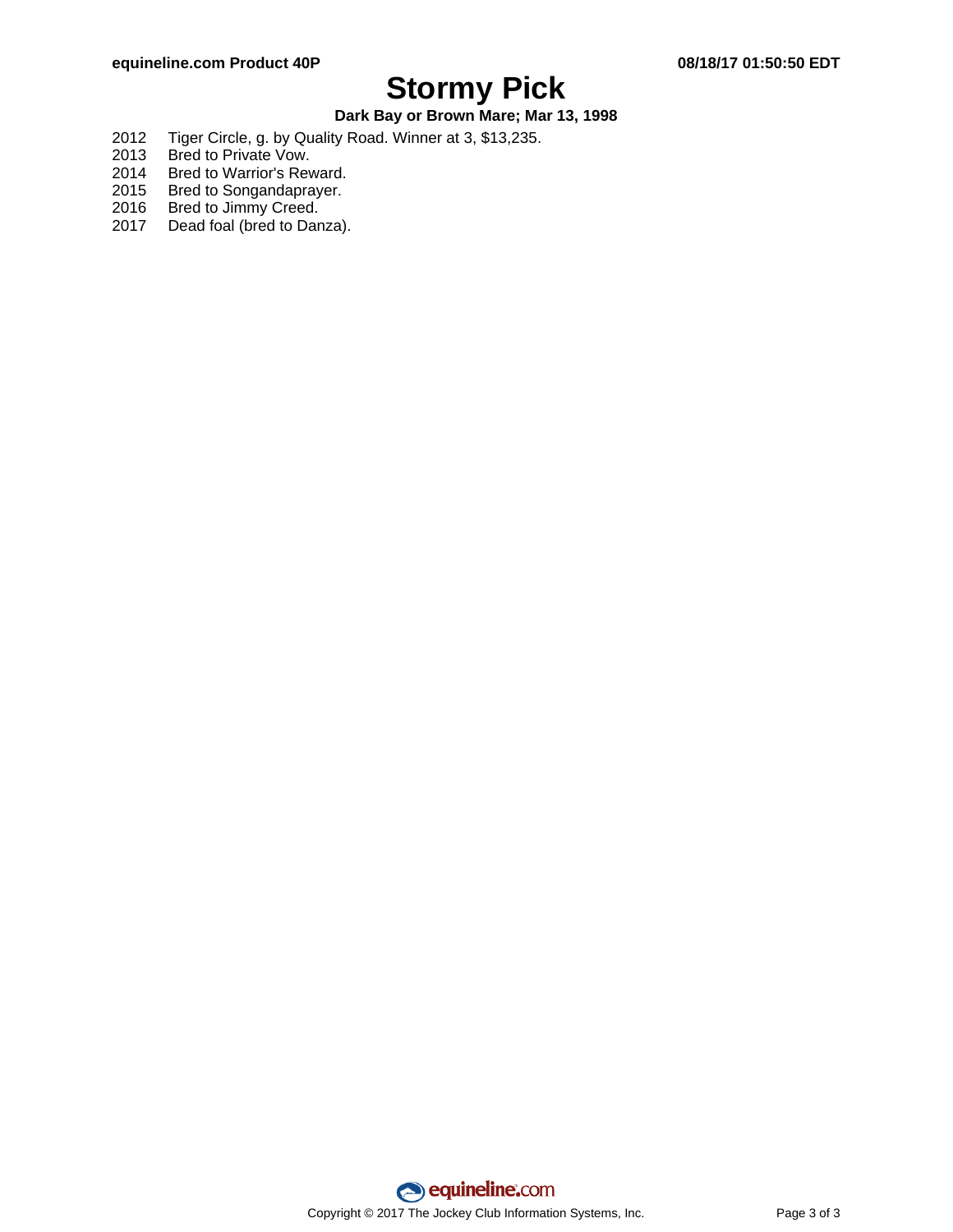# Stormy Pick

**Dark Bay or Brown Mare; Mar 13, 1998**

2012 Tiger Circle, g. by Quality Road. Winner at 3, $13,235.
2013 Bred to Private Vow.
2014 Bred to Warrior's Reward.
2015 Bred to Songandaprayer.
2016 Bred to Jimmy Creed.
2017 Dead foal (bred to Danza).